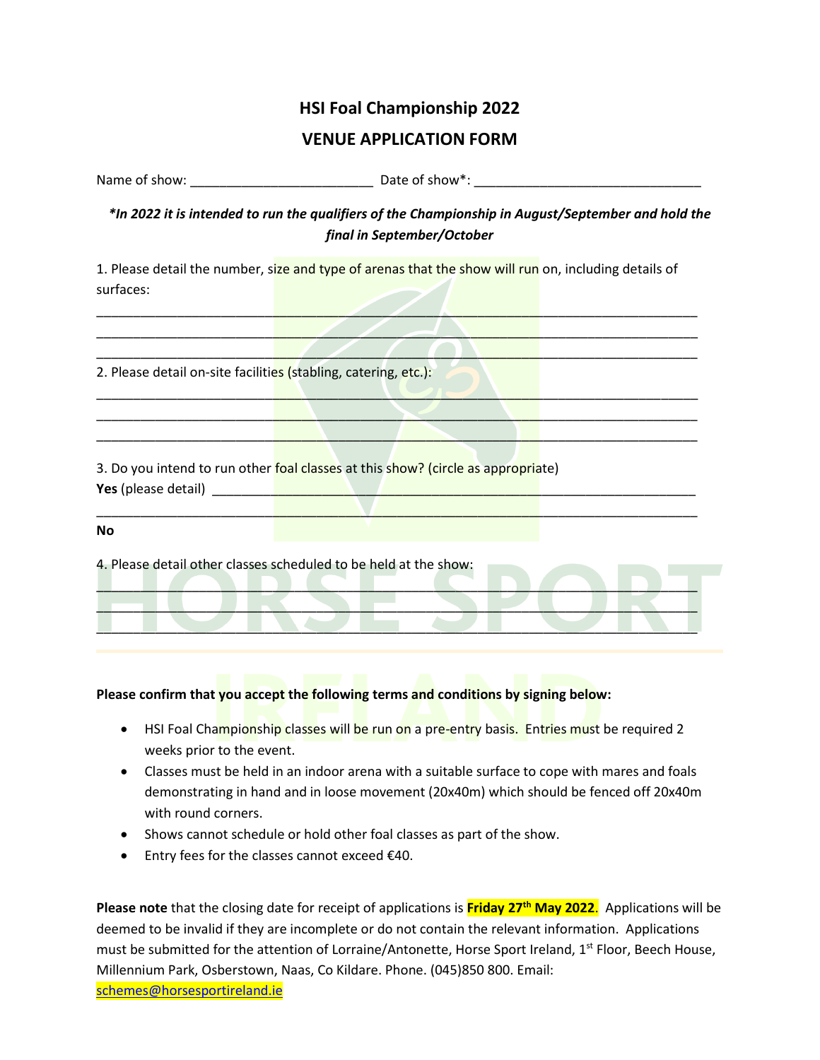# HSI Foal Championship 2022

## VENUE APPLICATION FORM

Name of show: _________________________ Date of show*: ______________________________

***In 2022 it is intended to run the qualifiers of the Championship in August/September and hold the final in September/October***

1. Please detail the number, size and type of arenas that the show will run on, including details of surfaces:

_________________________________________________________________________________

_________________________________________________________________________________

_________________________________________________________________________________

2. Please detail on-site facilities (stabling, catering, etc.):

_________________________________________________________________________________

_________________________________________________________________________________

_________________________________________________________________________________

3. Do you intend to run other foal classes at this show? (circle as appropriate)

**Yes** (please detail) ____________________________________________________________

_________________________________________________________________________________

**No**

4. Please detail other classes scheduled to be held at the show:

_________________________________________________________________________________

_________________________________________________________________________________

_________________________________________________________________________________

**Please confirm that you accept the following terms and conditions by signing below:**

- HSI Foal Championship classes will be run on a pre-entry basis. Entries must be required 2 weeks prior to the event.
- Classes must be held in an indoor arena with a suitable surface to cope with mares and foals demonstrating in hand and in loose movement (20x40m) which should be fenced off 20x40m with round corners.
- Shows cannot schedule or hold other foal classes as part of the show.
- Entry fees for the classes cannot exceed €40.

**Please note** that the closing date for receipt of applications is **Friday 27th May 2022**. Applications will be deemed to be invalid if they are incomplete or do not contain the relevant information. Applications must be submitted for the attention of Lorraine/Antonette, Horse Sport Ireland, 1st Floor, Beech House, Millennium Park, Osberstown, Naas, Co Kildare. Phone. (045)850 800. Email: schemes@horsesportireland.ie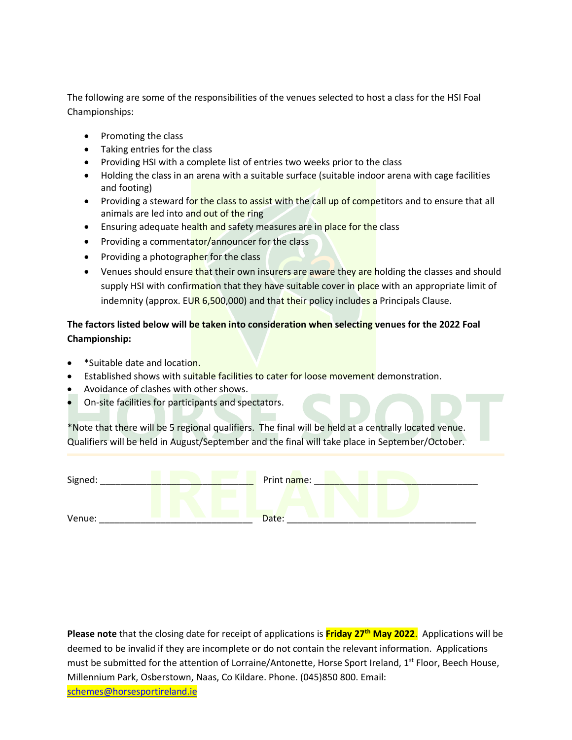The following are some of the responsibilities of the venues selected to host a class for the HSI Foal Championships:

- Promoting the class
- Taking entries for the class
- Providing HSI with a complete list of entries two weeks prior to the class
- Holding the class in an arena with a suitable surface (suitable indoor arena with cage facilities and footing)
- Providing a steward for the class to assist with the call up of competitors and to ensure that all animals are led into and out of the ring
- Ensuring adequate health and safety measures are in place for the class
- Providing a commentator/announcer for the class
- Providing a photographer for the class
- Venues should ensure that their own insurers are aware they are holding the classes and should supply HSI with confirmation that they have suitable cover in place with an appropriate limit of indemnity (approx. EUR 6,500,000) and that their policy includes a Principals Clause.

**The factors listed below will be taken into consideration when selecting venues for the 2022 Foal Championship:**

- *Suitable date and location.
- Established shows with suitable facilities to cater for loose movement demonstration.
- Avoidance of clashes with other shows.
- On-site facilities for participants and spectators.

*Note that there will be 5 regional qualifiers. The final will be held at a centrally located venue. Qualifiers will be held in August/September and the final will take place in September/October.

Signed: ______________________________ Print name: ________________________________

Venue: ______________________________ Date: _____________________________________

**Please note** that the closing date for receipt of applications is **Friday 27th May 2022**. Applications will be deemed to be invalid if they are incomplete or do not contain the relevant information. Applications must be submitted for the attention of Lorraine/Antonette, Horse Sport Ireland, 1st Floor, Beech House, Millennium Park, Osberstown, Naas, Co Kildare. Phone. (045)850 800. Email: schemes@horsesportireland.ie